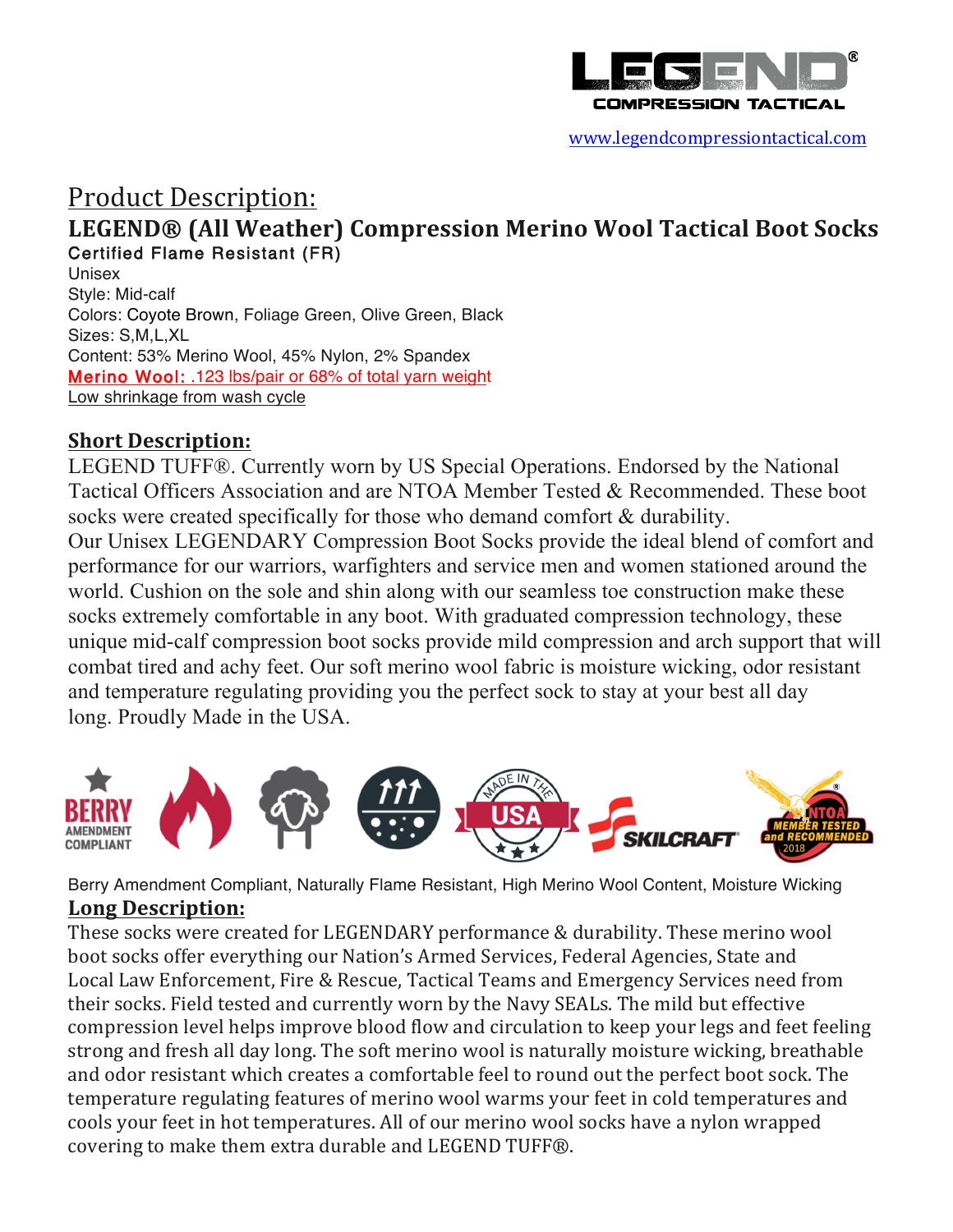LEGEND®
COMPRESSION TACTICAL

www.legendcompressiontactical.com

# Product Description:

## LEGEND® (All Weather) Compression Merino Wool Tactical Boot Socks

**Certified Flame Resistant (FR)**

Unisex
Style: Mid-calf
Colors: Coyote Brown, Foliage Green, Olive Green, Black
Sizes: S,M,L,XL
Content: 53% Merino Wool, 45% Nylon, 2% Spandex
Merino Wool: .123 lbs/pair or 68% of total yarn weight
Low shrinkage from wash cycle

## Short Description:

LEGEND TUFF®. Currently worn by US Special Operations. Endorsed by the National Tactical Officers Association and are NTOA Member Tested & Recommended. These boot socks were created specifically for those who demand comfort & durability.
Our Unisex LEGENDARY Compression Boot Socks provide the ideal blend of comfort and performance for our warriors, warfighters and service men and women stationed around the world. Cushion on the sole and shin along with our seamless toe construction make these socks extremely comfortable in any boot. With graduated compression technology, these unique mid-calf compression boot socks provide mild compression and arch support that will combat tired and achy feet. Our soft merino wool fabric is moisture wicking, odor resistant and temperature regulating providing you the perfect sock to stay at your best all day long. Proudly Made in the USA.

BERRY AMENDMENT COMPLIANT | MADE IN THE USA | SKILCRAFT | NTOA MEMBER TESTED and RECOMMENDED 2018

Berry Amendment Compliant, Naturally Flame Resistant, High Merino Wool Content, Moisture Wicking

## Long Description:

These socks were created for LEGENDARY performance & durability. These merino wool boot socks offer everything our Nation's Armed Services, Federal Agencies, State and Local Law Enforcement, Fire & Rescue, Tactical Teams and Emergency Services need from their socks. Field tested and currently worn by the Navy SEALs. The mild but effective compression level helps improve blood flow and circulation to keep your legs and feet feeling strong and fresh all day long. The soft merino wool is naturally moisture wicking, breathable and odor resistant which creates a comfortable feel to round out the perfect boot sock. The temperature regulating features of merino wool warms your feet in cold temperatures and cools your feet in hot temperatures. All of our merino wool socks have a nylon wrapped covering to make them extra durable and LEGEND TUFF®.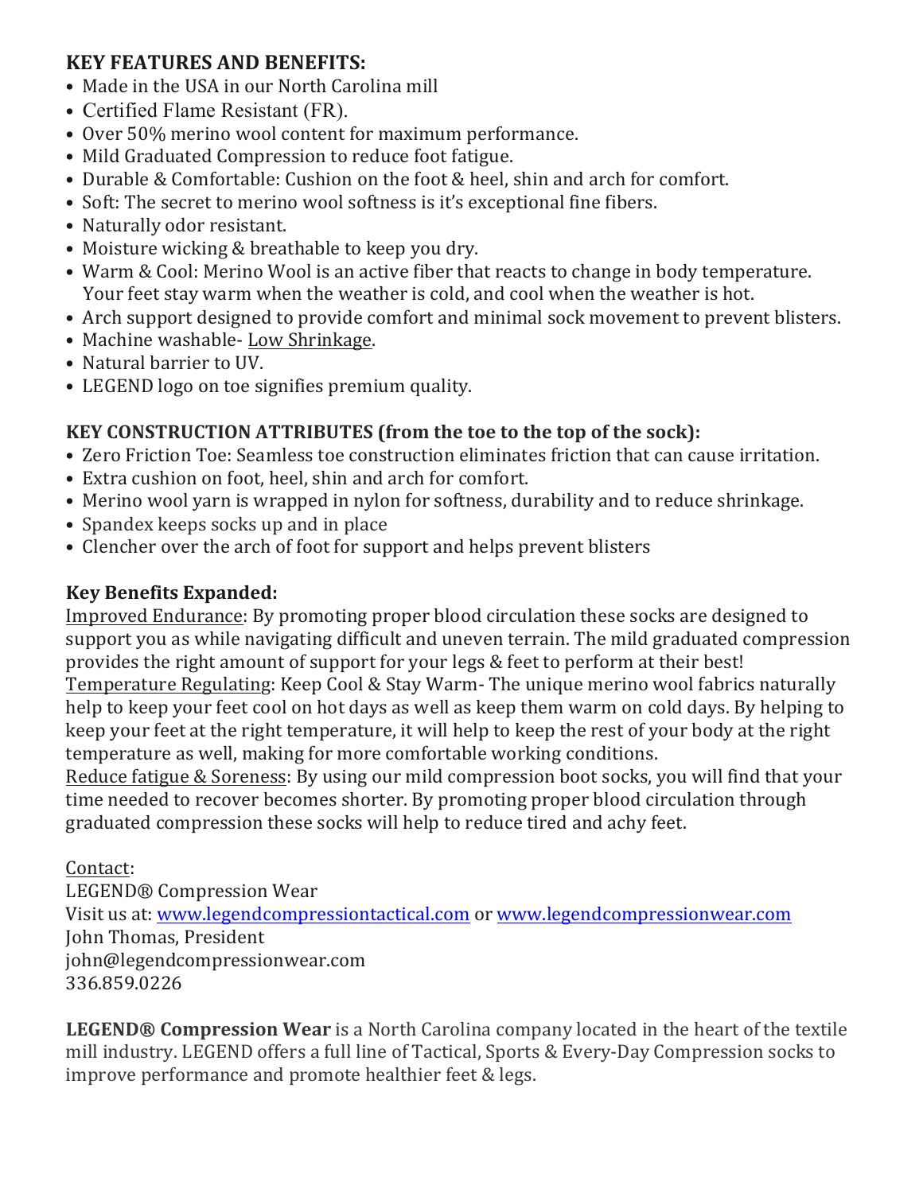**KEY FEATURES AND BENEFITS:**

- Made in the USA in our North Carolina mill
- Certified Flame Resistant (FR).
- Over 50% merino wool content for maximum performance.
- Mild Graduated Compression to reduce foot fatigue.
- Durable & Comfortable: Cushion on the foot & heel, shin and arch for comfort.
- Soft: The secret to merino wool softness is it's exceptional fine fibers.
- Naturally odor resistant.
- Moisture wicking & breathable to keep you dry.
- Warm & Cool: Merino Wool is an active fiber that reacts to change in body temperature. Your feet stay warm when the weather is cold, and cool when the weather is hot.
- Arch support designed to provide comfort and minimal sock movement to prevent blisters.
- Machine washable- Low Shrinkage.
- Natural barrier to UV.
- LEGEND logo on toe signifies premium quality.

**KEY CONSTRUCTION ATTRIBUTES (from the toe to the top of the sock):**

- Zero Friction Toe: Seamless toe construction eliminates friction that can cause irritation.
- Extra cushion on foot, heel, shin and arch for comfort.
- Merino wool yarn is wrapped in nylon for softness, durability and to reduce shrinkage.
- Spandex keeps socks up and in place
- Clencher over the arch of foot for support and helps prevent blisters

**Key Benefits Expanded:**

Improved Endurance: By promoting proper blood circulation these socks are designed to support you as while navigating difficult and uneven terrain. The mild graduated compression provides the right amount of support for your legs & feet to perform at their best!

Temperature Regulating: Keep Cool & Stay Warm- The unique merino wool fabrics naturally help to keep your feet cool on hot days as well as keep them warm on cold days. By helping to keep your feet at the right temperature, it will help to keep the rest of your body at the right temperature as well, making for more comfortable working conditions.

Reduce fatigue & Soreness: By using our mild compression boot socks, you will find that your time needed to recover becomes shorter. By promoting proper blood circulation through graduated compression these socks will help to reduce tired and achy feet.

Contact:
LEGEND® Compression Wear
Visit us at: www.legendcompressiontactical.com or www.legendcompressionwear.com
John Thomas, President
john@legendcompressionwear.com
336.859.0226

**LEGEND® Compression Wear** is a North Carolina company located in the heart of the textile mill industry. LEGEND offers a full line of Tactical, Sports & Every-Day Compression socks to improve performance and promote healthier feet & legs.